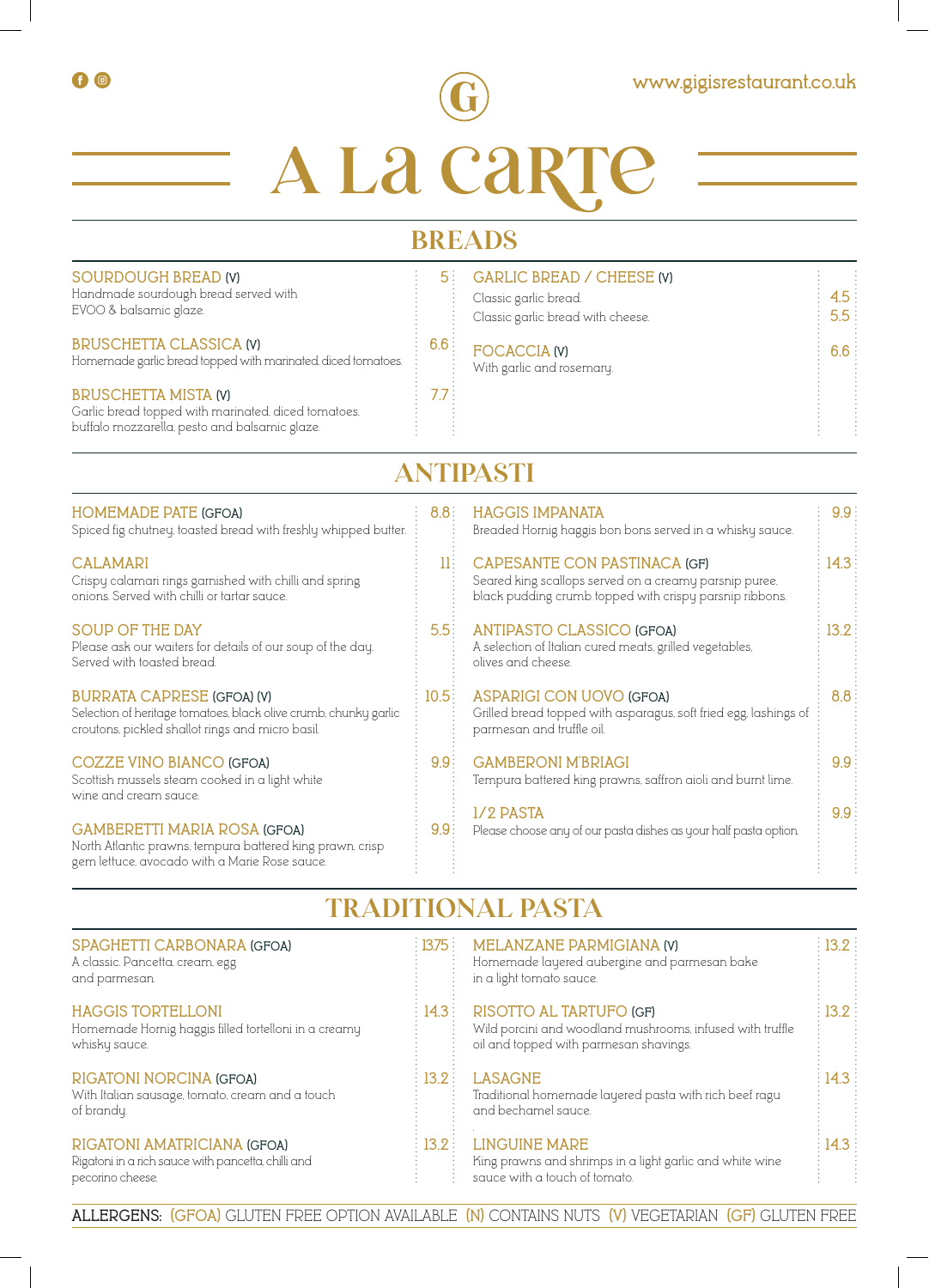www.gigisrestaurant.co.uk

# A La Carte

## BREADS

**SOURDOUGH BREAD (V)** — 5
Handmade sourdough bread served with EVOO & balsamic glaze.

**BRUSCHETTA CLASSICA (V)** — 6.6
Homemade garlic bread topped with marinated, diced tomatoes.

**BRUSCHETTA MISTA (V)** — 7.7
Garlic bread topped with marinated, diced tomatoes, buffalo mozzarella, pesto and balsamic glaze.

**GARLIC BREAD / CHEESE (V)**
Classic garlic bread. — 4.5
Classic garlic bread with cheese. — 5.5

**FOCACCIA (V)** — 6.6
With garlic and rosemary.

## ANTIPASTI

**HOMEMADE PATE (GFOA)** — 8.8
Spiced fig chutney, toasted bread with freshly whipped butter.

**CALAMARI** — 11
Crispy calamari rings garnished with chilli and spring onions. Served with chilli or tartar sauce.

**SOUP OF THE DAY** — 5.5
Please ask our waiters for details of our soup of the day. Served with toasted bread.

**BURRATA CAPRESE (GFOA) (V)** — 10.5
Selection of heritage tomatoes, black olive crumb, chunky garlic croutons, pickled shallot rings and micro basil.

**COZZE VINO BIANCO (GFOA)** — 9.9
Scottish mussels steam cooked in a light white wine and cream sauce.

**GAMBERETTI MARIA ROSA (GFOA)** — 9.9
North Atlantic prawns, tempura battered king prawn, crisp gem lettuce, avocado with a Marie Rose sauce.

**HAGGIS IMPANATA** — 9.9
Breaded Hornig haggis bon bons served in a whisky sauce.

**CAPESANTE CON PASTINACA (GF)** — 14.3
Seared king scallops served on a creamy parsnip puree, black pudding crumb topped with crispy parsnip ribbons.

**ANTIPASTO CLASSICO (GFOA)** — 13.2
A selection of Italian cured meats, grilled vegetables, olives and cheese.

**ASPARIGI CON UOVO (GFOA)** — 8.8
Grilled bread topped with asparagus, soft fried egg, lashings of parmesan and truffle oil.

**GAMBERONI M'BRIAGI** — 9.9
Tempura battered king prawns, saffron aioli and burnt lime.

**1/2 PASTA** — 9.9
Please choose any of our pasta dishes as your half pasta option.

## TRADITIONAL PASTA

**SPAGHETTI CARBONARA (GFOA)** — 13.75
A classic. Pancetta, cream, egg and parmesan.

**HAGGIS TORTELLONI** — 14.3
Homemade Hornig haggis filled tortelloni in a creamy whisky sauce.

**RIGATONI NORCINA (GFOA)** — 13.2
With Italian sausage, tomato, cream and a touch of brandy.

**RIGATONI AMATRICIANA (GFOA)** — 13.2
Rigatoni in a rich sauce with pancetta, chilli and pecorino cheese.

**MELANZANE PARMIGIANA (V)** — 13.2
Homemade layered aubergine and parmesan bake in a light tomato sauce.

**RISOTTO AL TARTUFO (GF)** — 13.2
Wild porcini and woodland mushrooms, infused with truffle oil and topped with parmesan shavings.

**LASAGNE** — 14.3
Traditional homemade layered pasta with rich beef ragu and bechamel sauce.

**LINGUINE MARE** — 14.3
King prawns and shrimps in a light garlic and white wine sauce with a touch of tomato.

**ALLERGENS:** (GFOA) GLUTEN FREE OPTION AVAILABLE (N) CONTAINS NUTS (V) VEGETARIAN (GF) GLUTEN FREE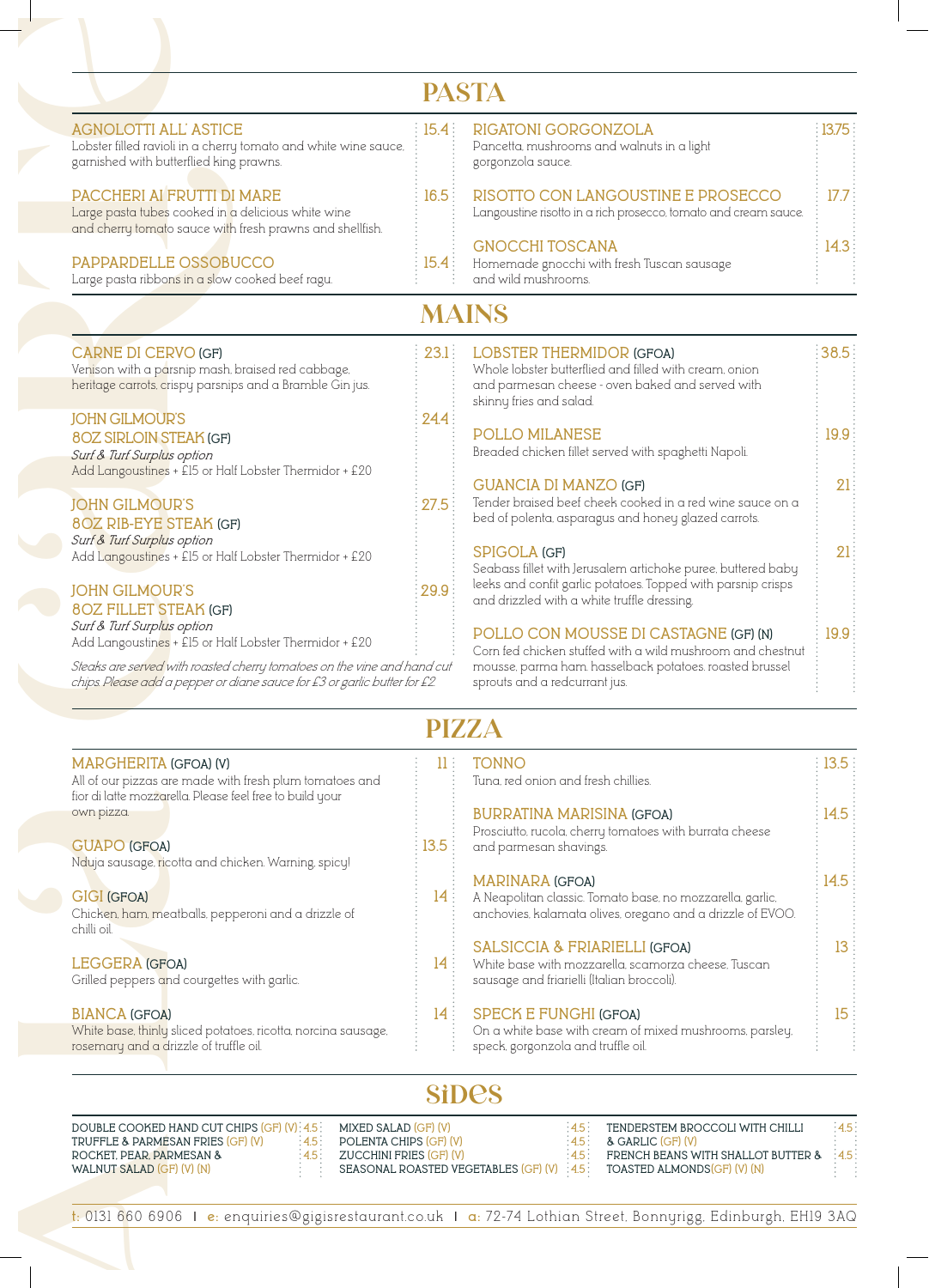# PASTA

**AGNOLOTTI ALL' ASTICE** 15.4
Lobster filled ravioli in a cherry tomato and white wine sauce, garnished with butterflied king prawns.

**PACCHERI AI FRUTTI DI MARE** 16.5
Large pasta tubes cooked in a delicious white wine and cherry tomato sauce with fresh prawns and shellfish.

**PAPPARDELLE OSSOBUCCO** 15.4
Large pasta ribbons in a slow cooked beef ragu.

**RIGATONI GORGONZOLA** 13.75
Pancetta, mushrooms and walnuts in a light gorgonzola sauce.

**RISOTTO CON LANGOUSTINE E PROSECCO** 17.7
Langoustine risotto in a rich prosecco, tomato and cream sauce.

**GNOCCHI TOSCANA** 14.3
Homemade gnocchi with fresh Tuscan sausage and wild mushrooms.

# MAINS

**CARNE DI CERVO** (GF) 23.1
Venison with a parsnip mash, braised red cabbage, heritage carrots, crispy parsnips and a Bramble Gin jus.

**JOHN GILMOUR'S 8OZ SIRLOIN STEAK** (GF) 24.4
*Surf & Turf Surplus option*
Add Langoustines + £15 or Half Lobster Thermidor + £20

**JOHN GILMOUR'S 8OZ RIB-EYE STEAK** (GF) 27.5
*Surf & Turf Surplus option*
Add Langoustines + £15 or Half Lobster Thermidor + £20

**JOHN GILMOUR'S 8OZ FILLET STEAK** (GF) 29.9
*Surf & Turf Surplus option*
Add Langoustines + £15 or Half Lobster Thermidor + £20

*Steaks are served with roasted cherry tomatoes on the vine and hand cut chips. Please add a pepper or diane sauce for £3 or garlic butter for £2*

**LOBSTER THERMIDOR** (GFOA) 38.5
Whole lobster butterflied and filled with cream, onion and parmesan cheese - oven baked and served with skinny fries and salad.

**POLLO MILANESE** 19.9
Breaded chicken fillet served with spaghetti Napoli.

**GUANCIA DI MANZO** (GF) 21
Tender braised beef cheek cooked in a red wine sauce on a bed of polenta, asparagus and honey glazed carrots.

**SPIGOLA** (GF) 21
Seabass fillet with Jerusalem artichoke puree, buttered baby leeks and confit garlic potatoes. Topped with parsnip crisps and drizzled with a white truffle dressing.

**POLLO CON MOUSSE DI CASTAGNE** (GF) (N) 19.9
Corn fed chicken stuffed with a wild mushroom and chestnut mousse, parma ham, hasselback potatoes, roasted brussel sprouts and a redcurrant jus.

# PIZZA

**MARGHERITA** (GFOA) (V) 11
All of our pizzas are made with fresh plum tomatoes and fior di latte mozzarella. Please feel free to build your own pizza.

**GUAPO** (GFOA) 13.5
Nduja sausage, ricotta and chicken. Warning, spicy!

**GIGI** (GFOA) 14
Chicken, ham, meatballs, pepperoni and a drizzle of chilli oil.

**LEGGERA** (GFOA) 14
Grilled peppers and courgettes with garlic.

**BIANCA** (GFOA) 14
White base, thinly sliced potatoes, ricotta, norcina sausage, rosemary and a drizzle of truffle oil.

**TONNO** 13.5
Tuna, red onion and fresh chillies.

**BURRATINA MARISINA** (GFOA) 14.5
Prosciutto, rucola, cherry tomatoes with burrata cheese and parmesan shavings.

**MARINARA** (GFOA) 14.5
A Neapolitan classic. Tomato base, no mozzarella, garlic, anchovies, kalamata olives, oregano and a drizzle of EVOO.

**SALSICCIA & FRIARIELLI** (GFOA) 13
White base with mozzarella, scamorza cheese, Tuscan sausage and friarielli (Italian broccoli).

**SPECK E FUNGHI** (GFOA) 15
On a white base with cream of mixed mushrooms, parsley, speck, gorgonzola and truffle oil.

# SIDES

DOUBLE COOKED HAND CUT CHIPS (GF) (V) 4.5
TRUFFLE & PARMESAN FRIES (GF) (V) 4.5
ROCKET, PEAR, PARMESAN & WALNUT SALAD (GF) (V) (N) 4.5
MIXED SALAD (GF) (V) 4.5
POLENTA CHIPS (GF) (V) 4.5
ZUCCHINI FRIES (GF) (V) 4.5
SEASONAL ROASTED VEGETABLES (GF) (V) 4.5
TENDERSTEM BROCCOLI WITH CHILLI & GARLIC (GF) (V) 4.5
FRENCH BEANS WITH SHALLOT BUTTER & TOASTED ALMONDS (GF) (V) (N) 4.5

t: 0131 660 6906 | e: enquiries@gigisrestaurant.co.uk | a: 72-74 Lothian Street, Bonnyrigg, Edinburgh, EH19 3AQ